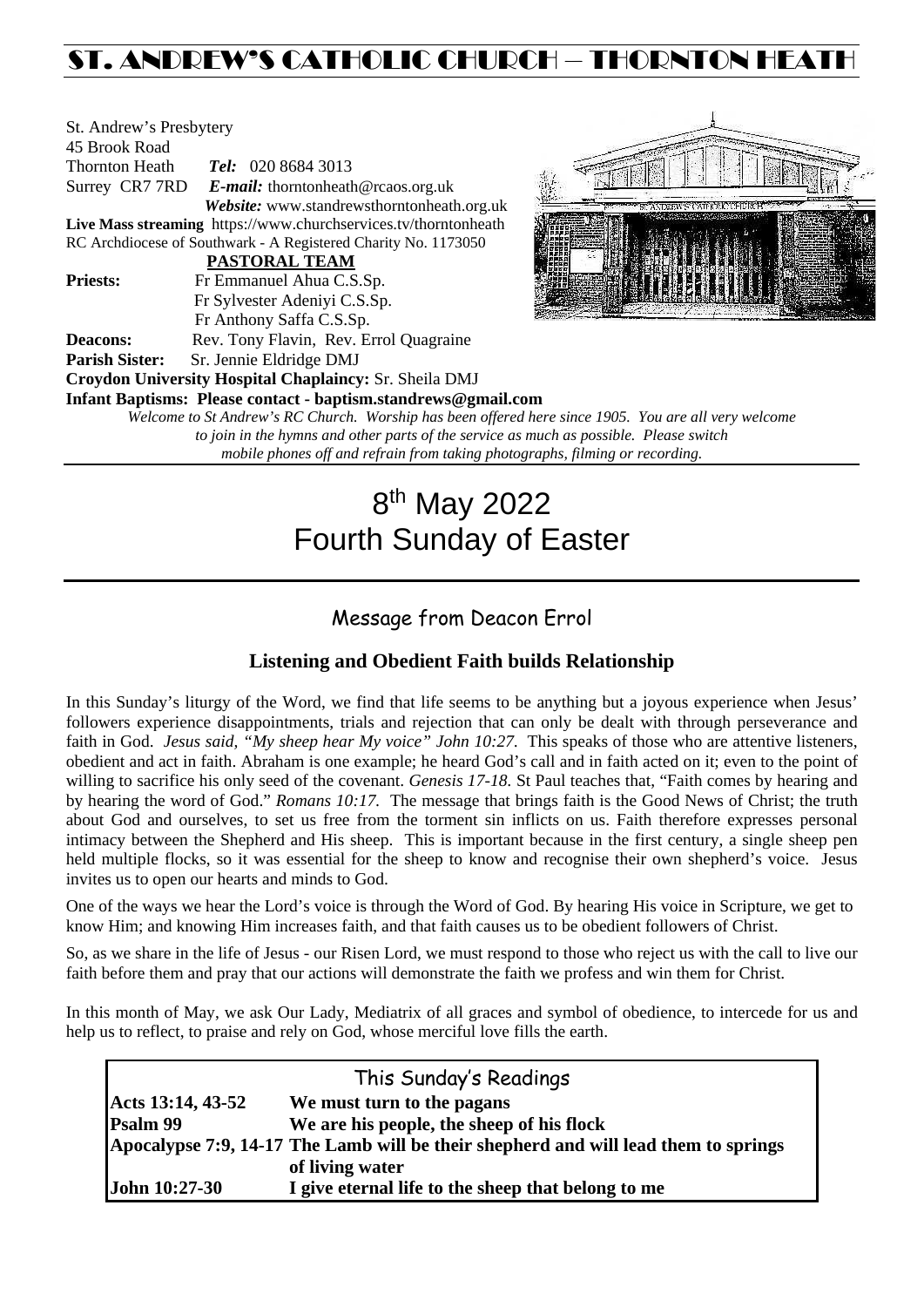# ST. ANDREW'S CATHOLIC CHURCH – THORNTON HEATH

St. Andrew's Presbytery
45 Brook Road
Thornton Heath *Tel:* 020 8684 3013
Surrey CR7 7RD *E-mail:* thorntonheath@rcaos.org.uk
*Website:* www.standrewsthorntonheath.org.uk
**Live Mass streaming** https://www.churchservices.tv/thorntonheath
RC Archdiocese of Southwark - A Registered Charity No. 1173050

**PASTORAL TEAM**

**Priests:** Fr Emmanuel Ahua C.S.Sp.
Fr Sylvester Adeniyi C.S.Sp.
Fr Anthony Saffa C.S.Sp.
**Deacons:** Rev. Tony Flavin, Rev. Errol Quagraine
**Parish Sister:** Sr. Jennie Eldridge DMJ
**Croydon University Hospital Chaplaincy:** Sr. Sheila DMJ
**Infant Baptisms: Please contact - baptism.standrews@gmail.com**

*Welcome to St Andrew's RC Church. Worship has been offered here since 1905. You are all very welcome to join in the hymns and other parts of the service as much as possible. Please switch mobile phones off and refrain from taking photographs, filming or recording.*

# 8th May 2022
# Fourth Sunday of Easter

## Message from Deacon Errol

### Listening and Obedient Faith builds Relationship

In this Sunday's liturgy of the Word, we find that life seems to be anything but a joyous experience when Jesus' followers experience disappointments, trials and rejection that can only be dealt with through perseverance and faith in God. *Jesus said, "My sheep hear My voice" John 10:27.* This speaks of those who are attentive listeners, obedient and act in faith. Abraham is one example; he heard God's call and in faith acted on it; even to the point of willing to sacrifice his only seed of the covenant. *Genesis 17-18.* St Paul teaches that, "Faith comes by hearing and by hearing the word of God." *Romans 10:17.* The message that brings faith is the Good News of Christ; the truth about God and ourselves, to set us free from the torment sin inflicts on us. Faith therefore expresses personal intimacy between the Shepherd and His sheep. This is important because in the first century, a single sheep pen held multiple flocks, so it was essential for the sheep to know and recognise their own shepherd's voice. Jesus invites us to open our hearts and minds to God.

One of the ways we hear the Lord's voice is through the Word of God. By hearing His voice in Scripture, we get to know Him; and knowing Him increases faith, and that faith causes us to be obedient followers of Christ.

So, as we share in the life of Jesus - our Risen Lord, we must respond to those who reject us with the call to live our faith before them and pray that our actions will demonstrate the faith we profess and win them for Christ.

In this month of May, we ask Our Lady, Mediatrix of all graces and symbol of obedience, to intercede for us and help us to reflect, to praise and rely on God, whose merciful love fills the earth.

## This Sunday's Readings

| | |
|---|---|
| **Acts 13:14, 43-52** | **We must turn to the pagans** |
| **Psalm 99** | **We are his people, the sheep of his flock** |
| **Apocalypse 7:9, 14-17** | **The Lamb will be their shepherd and will lead them to springs of living water** |
| **John 10:27-30** | **I give eternal life to the sheep that belong to me** |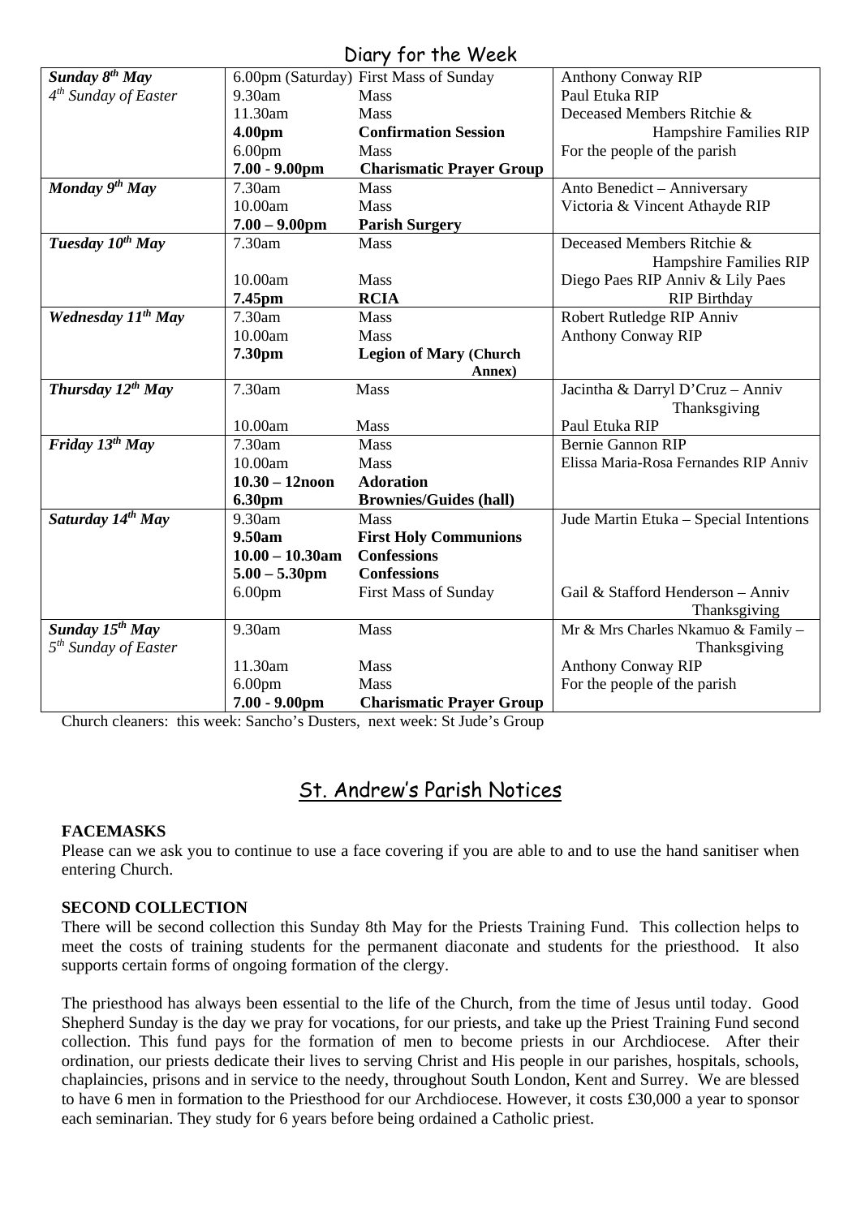## Diary for the Week

| | | | |
|---|---|---|---|
| ***Sunday 8th May*** | 6.00pm (Saturday) | First Mass of Sunday | Anthony Conway RIP |
| *4th Sunday of Easter* | 9.30am | Mass | Paul Etuka RIP |
| | 11.30am | Mass | Deceased Members Ritchie & Hampshire Families RIP |
| | **4.00pm** | **Confirmation Session** | |
| | 6.00pm | Mass | For the people of the parish |
| | **7.00 - 9.00pm** | **Charismatic Prayer Group** | |
| ***Monday 9th May*** | 7.30am | Mass | Anto Benedict – Anniversary |
| | 10.00am | Mass | Victoria & Vincent Athayde RIP |
| | **7.00 – 9.00pm** | **Parish Surgery** | |
| ***Tuesday 10th May*** | 7.30am | Mass | Deceased Members Ritchie & Hampshire Families RIP |
| | 10.00am | Mass | Diego Paes RIP Anniv & Lily Paes RIP Birthday |
| | **7.45pm** | **RCIA** | |
| ***Wednesday 11th May*** | 7.30am | Mass | Robert Rutledge RIP Anniv |
| | 10.00am | Mass | Anthony Conway RIP |
| | **7.30pm** | **Legion of Mary (Church Annex)** | |
| ***Thursday 12th May*** | 7.30am | Mass | Jacintha & Darryl D'Cruz – Anniv Thanksgiving |
| | 10.00am | Mass | Paul Etuka RIP |
| ***Friday 13th May*** | 7.30am | Mass | Bernie Gannon RIP |
| | 10.00am | Mass | Elissa Maria-Rosa Fernandes RIP Anniv |
| | **10.30 – 12noon** | **Adoration** | |
| | **6.30pm** | **Brownies/Guides (hall)** | |
| ***Saturday 14th May*** | 9.30am | Mass | Jude Martin Etuka – Special Intentions |
| | **9.50am** | **First Holy Communions** | |
| | **10.00 – 10.30am** | **Confessions** | |
| | **5.00 – 5.30pm** | **Confessions** | |
| | 6.00pm | First Mass of Sunday | Gail & Stafford Henderson – Anniv Thanksgiving |
| ***Sunday 15th May*** | 9.30am | Mass | Mr & Mrs Charles Nkamuo & Family – Thanksgiving |
| *5th Sunday of Easter* | 11.30am | Mass | Anthony Conway RIP |
| | 6.00pm | Mass | For the people of the parish |
| | **7.00 - 9.00pm** | **Charismatic Prayer Group** | |

Church cleaners: this week: Sancho's Dusters, next week: St Jude's Group

## St. Andrew's Parish Notices

**FACEMASKS**

Please can we ask you to continue to use a face covering if you are able to and to use the hand sanitiser when entering Church.

**SECOND COLLECTION**

There will be second collection this Sunday 8th May for the Priests Training Fund. This collection helps to meet the costs of training students for the permanent diaconate and students for the priesthood. It also supports certain forms of ongoing formation of the clergy.

The priesthood has always been essential to the life of the Church, from the time of Jesus until today. Good Shepherd Sunday is the day we pray for vocations, for our priests, and take up the Priest Training Fund second collection. This fund pays for the formation of men to become priests in our Archdiocese. After their ordination, our priests dedicate their lives to serving Christ and His people in our parishes, hospitals, schools, chaplaincies, prisons and in service to the needy, throughout South London, Kent and Surrey. We are blessed to have 6 men in formation to the Priesthood for our Archdiocese. However, it costs £30,000 a year to sponsor each seminarian. They study for 6 years before being ordained a Catholic priest.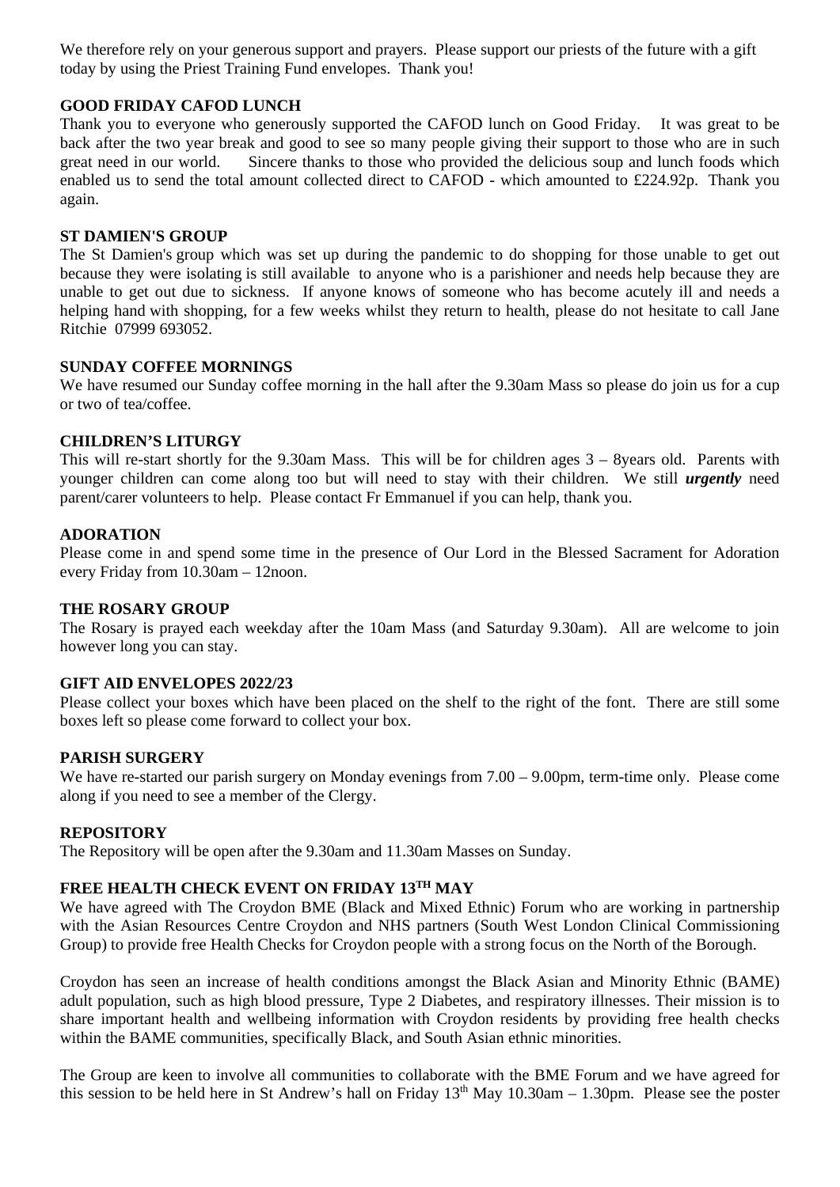We therefore rely on your generous support and prayers. Please support our priests of the future with a gift today by using the Priest Training Fund envelopes. Thank you!

**GOOD FRIDAY CAFOD LUNCH**

Thank you to everyone who generously supported the CAFOD lunch on Good Friday. It was great to be back after the two year break and good to see so many people giving their support to those who are in such great need in our world. Sincere thanks to those who provided the delicious soup and lunch foods which enabled us to send the total amount collected direct to CAFOD - which amounted to £224.92p. Thank you again.

**ST DAMIEN'S GROUP**

The St Damien's group which was set up during the pandemic to do shopping for those unable to get out because they were isolating is still available to anyone who is a parishioner and needs help because they are unable to get out due to sickness. If anyone knows of someone who has become acutely ill and needs a helping hand with shopping, for a few weeks whilst they return to health, please do not hesitate to call Jane Ritchie 07999 693052.

**SUNDAY COFFEE MORNINGS**

We have resumed our Sunday coffee morning in the hall after the 9.30am Mass so please do join us for a cup or two of tea/coffee.

**CHILDREN'S LITURGY**

This will re-start shortly for the 9.30am Mass. This will be for children ages 3 – 8years old. Parents with younger children can come along too but will need to stay with their children. We still ***urgently*** need parent/carer volunteers to help. Please contact Fr Emmanuel if you can help, thank you.

**ADORATION**

Please come in and spend some time in the presence of Our Lord in the Blessed Sacrament for Adoration every Friday from 10.30am – 12noon.

**THE ROSARY GROUP**

The Rosary is prayed each weekday after the 10am Mass (and Saturday 9.30am). All are welcome to join however long you can stay.

**GIFT AID ENVELOPES 2022/23**

Please collect your boxes which have been placed on the shelf to the right of the font. There are still some boxes left so please come forward to collect your box.

**PARISH SURGERY**

We have re-started our parish surgery on Monday evenings from 7.00 – 9.00pm, term-time only. Please come along if you need to see a member of the Clergy.

**REPOSITORY**

The Repository will be open after the 9.30am and 11.30am Masses on Sunday.

**FREE HEALTH CHECK EVENT ON FRIDAY 13TH MAY**

We have agreed with The Croydon BME (Black and Mixed Ethnic) Forum who are working in partnership with the Asian Resources Centre Croydon and NHS partners (South West London Clinical Commissioning Group) to provide free Health Checks for Croydon people with a strong focus on the North of the Borough.

Croydon has seen an increase of health conditions amongst the Black Asian and Minority Ethnic (BAME) adult population, such as high blood pressure, Type 2 Diabetes, and respiratory illnesses. Their mission is to share important health and wellbeing information with Croydon residents by providing free health checks within the BAME communities, specifically Black, and South Asian ethnic minorities.

The Group are keen to involve all communities to collaborate with the BME Forum and we have agreed for this session to be held here in St Andrew's hall on Friday 13th May 10.30am – 1.30pm. Please see the poster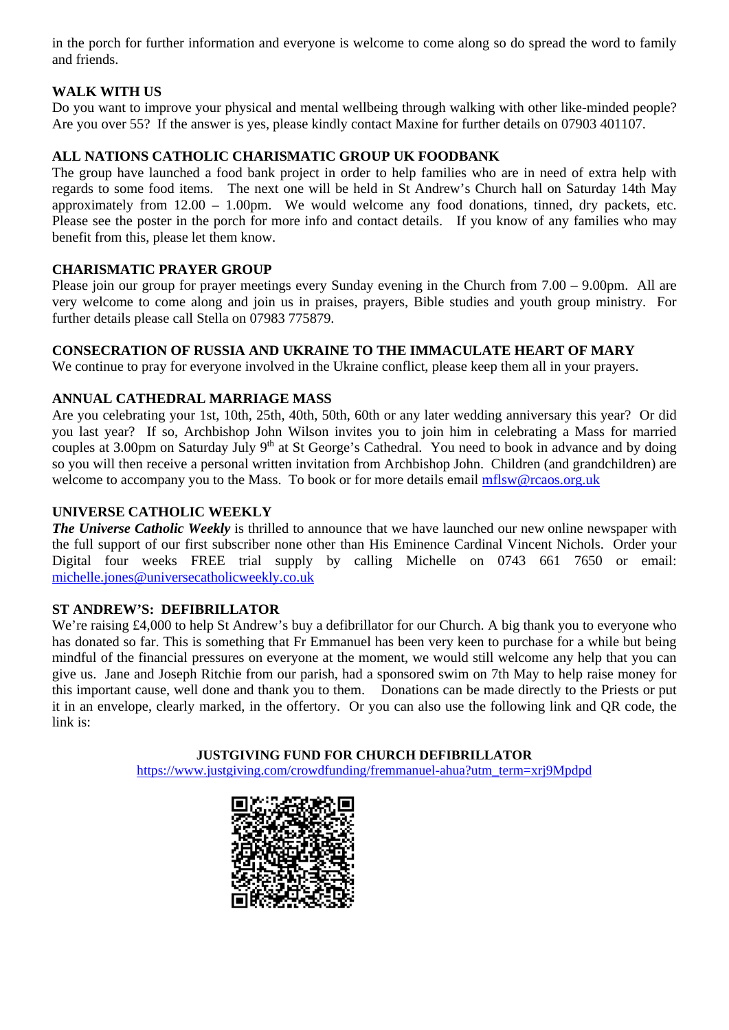in the porch for further information and everyone is welcome to come along so do spread the word to family and friends.

**WALK WITH US**

Do you want to improve your physical and mental wellbeing through walking with other like-minded people? Are you over 55? If the answer is yes, please kindly contact Maxine for further details on 07903 401107.

**ALL NATIONS CATHOLIC CHARISMATIC GROUP UK FOODBANK**

The group have launched a food bank project in order to help families who are in need of extra help with regards to some food items. The next one will be held in St Andrew's Church hall on Saturday 14th May approximately from 12.00 – 1.00pm. We would welcome any food donations, tinned, dry packets, etc. Please see the poster in the porch for more info and contact details. If you know of any families who may benefit from this, please let them know.

**CHARISMATIC PRAYER GROUP**

Please join our group for prayer meetings every Sunday evening in the Church from 7.00 – 9.00pm. All are very welcome to come along and join us in praises, prayers, Bible studies and youth group ministry. For further details please call Stella on 07983 775879.

**CONSECRATION OF RUSSIA AND UKRAINE TO THE IMMACULATE HEART OF MARY**

We continue to pray for everyone involved in the Ukraine conflict, please keep them all in your prayers.

**ANNUAL CATHEDRAL MARRIAGE MASS**

Are you celebrating your 1st, 10th, 25th, 40th, 50th, 60th or any later wedding anniversary this year? Or did you last year? If so, Archbishop John Wilson invites you to join him in celebrating a Mass for married couples at 3.00pm on Saturday July 9th at St George's Cathedral. You need to book in advance and by doing so you will then receive a personal written invitation from Archbishop John. Children (and grandchildren) are welcome to accompany you to the Mass. To book or for more details email mflsw@rcaos.org.uk

**UNIVERSE CATHOLIC WEEKLY**

***The Universe Catholic Weekly*** is thrilled to announce that we have launched our new online newspaper with the full support of our first subscriber none other than His Eminence Cardinal Vincent Nichols. Order your Digital four weeks FREE trial supply by calling Michelle on 0743 661 7650 or email: michelle.jones@universecatholicweekly.co.uk

**ST ANDREW'S: DEFIBRILLATOR**

We're raising £4,000 to help St Andrew's buy a defibrillator for our Church. A big thank you to everyone who has donated so far. This is something that Fr Emmanuel has been very keen to purchase for a while but being mindful of the financial pressures on everyone at the moment, we would still welcome any help that you can give us. Jane and Joseph Ritchie from our parish, had a sponsored swim on 7th May to help raise money for this important cause, well done and thank you to them. Donations can be made directly to the Priests or put it in an envelope, clearly marked, in the offertory. Or you can also use the following link and QR code, the link is:

**JUSTGIVING FUND FOR CHURCH DEFIBRILLATOR**

https://www.justgiving.com/crowdfunding/fremmanuel-ahua?utm_term=xrj9Mpdpd